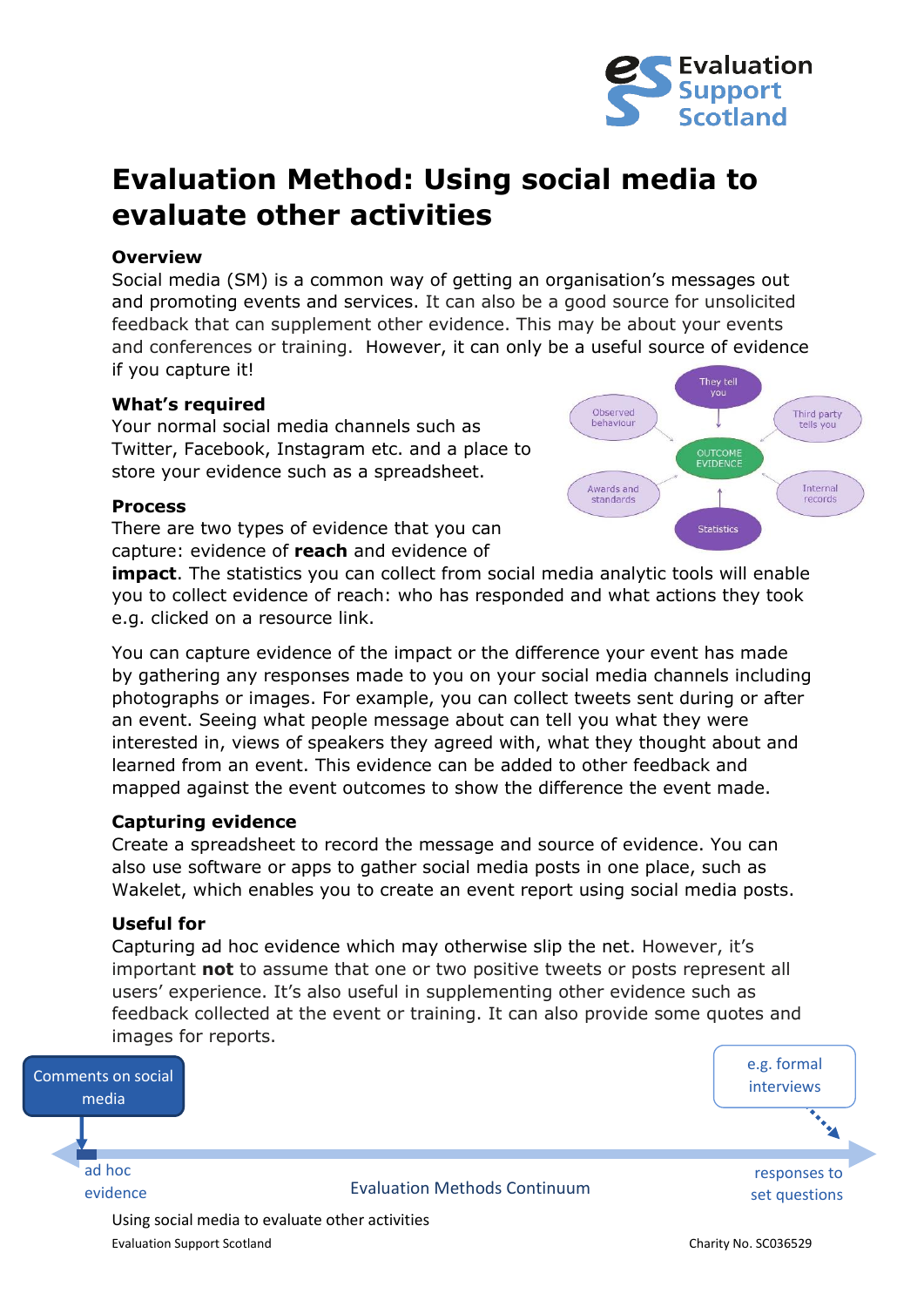# Evaluation Method: Using social media to evaluate other activities

## Overview

Social media (SM) is a common way of getting an organisation's messages out and promoting events and services. It can also be a good source for unsolicited feedback that can supplement other evidence. This may be about your events and conferences or training. However, it can only be a useful source of evidence if you capture it!

## What's required

Your normal social media channels such as Twitter, Facebook, Instagram etc. and a place to store your evidence such as a spreadsheet.

They tell you
Observed behaviour
Third party tells you
OUTCOME EVIDENCE
Awards and standards
Internal records
Statistics

## Process

There are two types of evidence that you can capture: evidence of **reach** and evidence of **impact**. The statistics you can collect from social media analytic tools will enable you to collect evidence of reach: who has responded and what actions they took e.g. clicked on a resource link.

You can capture evidence of the impact or the difference your event has made by gathering any responses made to you on your social media channels including photographs or images. For example, you can collect tweets sent during or after an event. Seeing what people message about can tell you what they were interested in, views of speakers they agreed with, what they thought about and learned from an event. This evidence can be added to other feedback and mapped against the event outcomes to show the difference the event made.

## Capturing evidence

Create a spreadsheet to record the message and source of evidence. You can also use software or apps to gather social media posts in one place, such as Wakelet, which enables you to create an event report using social media posts.

## Useful for

Capturing ad hoc evidence which may otherwise slip the net. However, it's important **not** to assume that one or two positive tweets or posts represent all users' experience. It's also useful in supplementing other evidence such as feedback collected at the event or training. It can also provide some quotes and images for reports.

Comments on social media

e.g. formal interviews

ad hoc evidence

Evaluation Methods Continuum

responses to set questions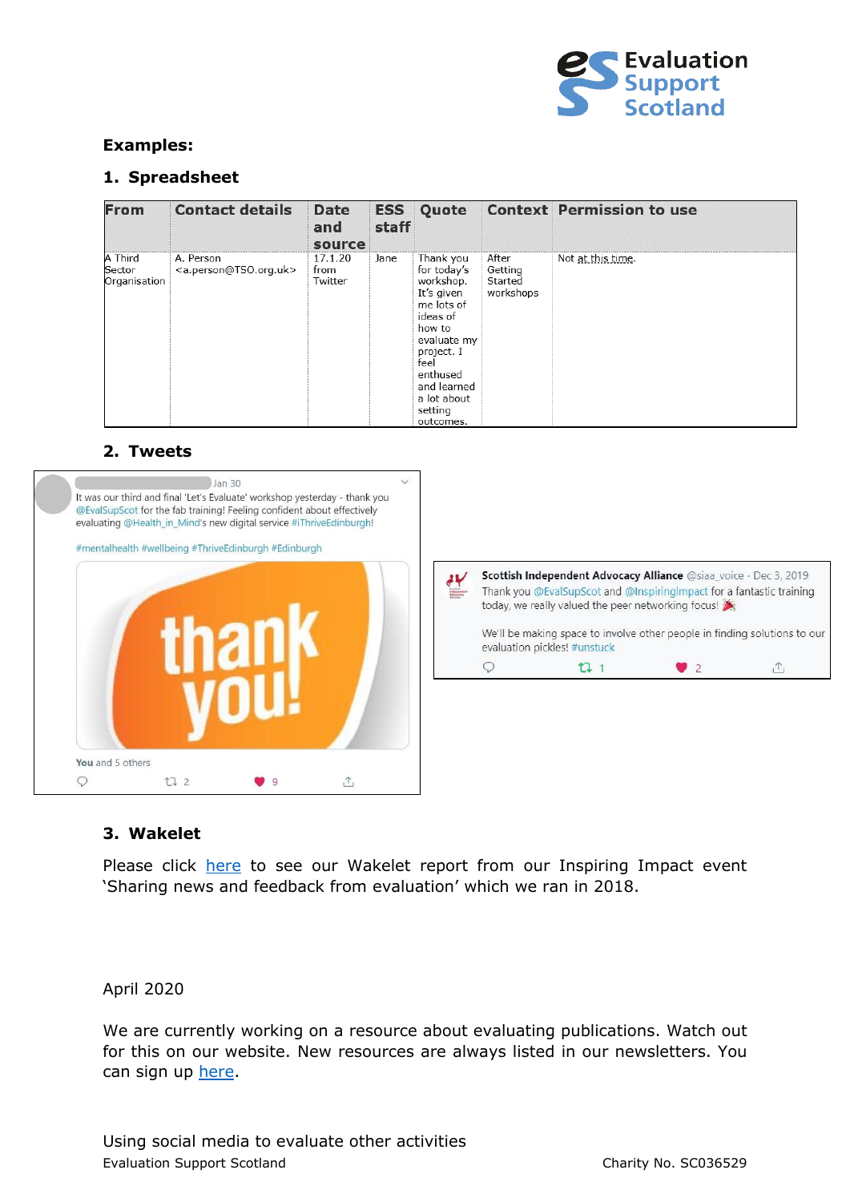**Examples:**

## 1. Spreadsheet

| From | Contact details | Date and source | ESS staff | Quote | Context | Permission to use |
|---|---|---|---|---|---|---|
| A Third Sector Organisation | A. Person <a.person@TSO.org.uk> | 17.1.20 from Twitter | Jane | Thank you for today's workshop. It's given me lots of ideas of how to evaluate my project. I feel enthused and learned a lot about setting outcomes. | After Getting Started workshops | Not at this time. |

## 2. Tweets

Jan 30
It was our third and final 'Let's Evaluate' workshop yesterday - thank you @EvalSupScot for the fab training! Feeling confident about effectively evaluating @Health_in_Mind's new digital service #iThriveEdinburgh!

#mentalhealth #wellbeing #ThriveEdinburgh #Edinburgh

thank you!

You and 5 others

2 9

Scottish Independent Advocacy Alliance @siaa_voice · Dec 3, 2019
Thank you @EvalSupScot and @InspiringImpact for a fantastic training today, we really valued the peer networking focus! 🎉

We'll be making space to involve other people in finding solutions to our evaluation pickles! #unstuck

1 2

## 3. Wakelet

Please click here to see our Wakelet report from our Inspiring Impact event 'Sharing news and feedback from evaluation' which we ran in 2018.

April 2020

We are currently working on a resource about evaluating publications. Watch out for this on our website. New resources are always listed in our newsletters. You can sign up here.